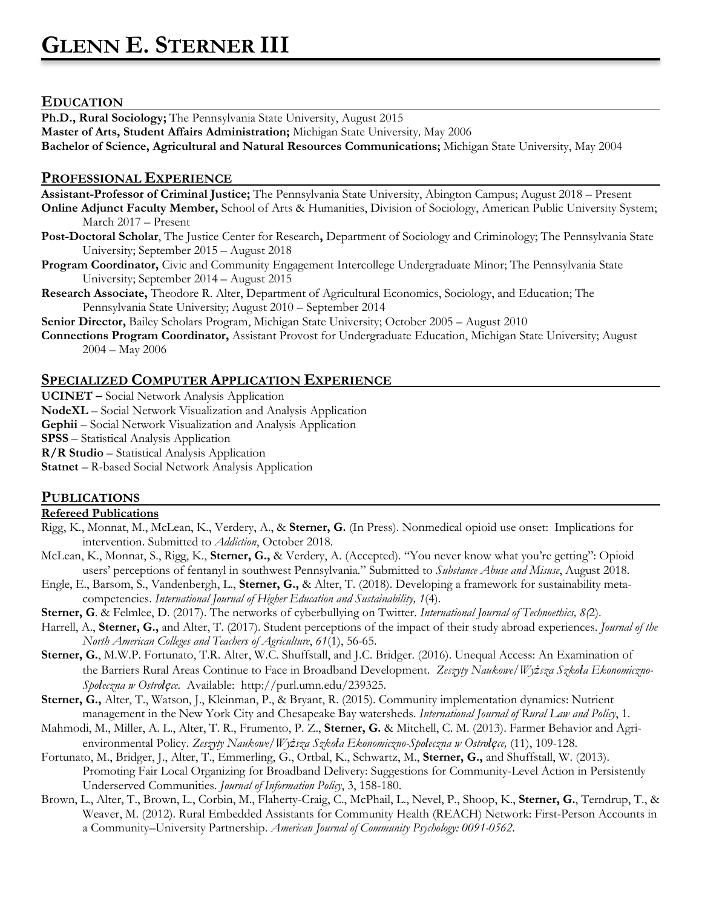# GLENN E. STERNER III

## EDUCATION

**Ph.D., Rural Sociology;** The Pennsylvania State University, August 2015
**Master of Arts, Student Affairs Administration;** Michigan State University*,* May 2006
**Bachelor of Science, Agricultural and Natural Resources Communications;** Michigan State University, May 2004

## PROFESSIONAL EXPERIENCE

**Assistant-Professor of Criminal Justice;** The Pennsylvania State University, Abington Campus; August 2018 – Present
**Online Adjunct Faculty Member,** School of Arts & Humanities, Division of Sociology, American Public University System; March 2017 – Present
**Post-Doctoral Scholar**, The Justice Center for Research**,** Department of Sociology and Criminology; The Pennsylvania State University; September 2015 – August 2018
**Program Coordinator,** Civic and Community Engagement Intercollege Undergraduate Minor; The Pennsylvania State University; September 2014 – August 2015
**Research Associate,** Theodore R. Alter, Department of Agricultural Economics, Sociology, and Education; The Pennsylvania State University; August 2010 – September 2014
**Senior Director,** Bailey Scholars Program, Michigan State University; October 2005 – August 2010
**Connections Program Coordinator,** Assistant Provost for Undergraduate Education, Michigan State University; August 2004 – May 2006

## SPECIALIZED COMPUTER APPLICATION EXPERIENCE

**UCINET –** Social Network Analysis Application
**NodeXL** – Social Network Visualization and Analysis Application
**Gephii** – Social Network Visualization and Analysis Application
**SPSS** – Statistical Analysis Application
**R/R Studio** – Statistical Analysis Application
**Statnet** – R-based Social Network Analysis Application

## PUBLICATIONS

### Refereed Publications

Rigg, K., Monnat, M., McLean, K., Verdery, A., & **Sterner, G.** (In Press). Nonmedical opioid use onset: Implications for intervention. Submitted to *Addiction*, October 2018.

McLean, K., Monnat, S., Rigg, K., **Sterner, G.,** & Verdery, A. (Accepted). "You never know what you're getting": Opioid users' perceptions of fentanyl in southwest Pennsylvania." Submitted to *Substance Abuse and Misuse*, August 2018.

Engle, E., Barsom, S., Vandenbergh, L., **Sterner, G.,** & Alter, T. (2018). Developing a framework for sustainability meta-competencies. *International Journal of Higher Education and Sustainability, 1*(4).

**Sterner, G**. & Felmlee, D. (2017). The networks of cyberbullying on Twitter. *International Journal of Technoethics, 8(*2).

Harrell, A., **Sterner, G.,** and Alter, T. (2017). Student perceptions of the impact of their study abroad experiences. *Journal of the North American Colleges and Teachers of Agriculture*, *61*(1), 56-65.

**Sterner, G.**, M.W.P. Fortunato, T.R. Alter, W.C. Shuffstall, and J.C. Bridger. (2016). Unequal Access: An Examination of the Barriers Rural Areas Continue to Face in Broadband Development. *Zeszyty Naukowe/Wyższa Szkoła Ekonomiczno-Społeczna w Ostrołęce*. Available: http://purl.umn.edu/239325.

**Sterner, G.,** Alter, T., Watson, J., Kleinman, P., & Bryant, R. (2015). Community implementation dynamics: Nutrient management in the New York City and Chesapeake Bay watersheds. *International Journal of Rural Law and Policy*, 1.

Mahmodi, M., Miller, A. L., Alter, T. R., Frumento, P. Z., **Sterner, G.** & Mitchell, C. M. (2013). Farmer Behavior and Agri-environmental Policy. *Zeszyty Naukowe/Wyższa Szkoła Ekonomiczno-Społeczna w Ostrołęce,* (11), 109-128.

Fortunato, M., Bridger, J., Alter, T., Emmerling, G., Ortbal, K., Schwartz, M., **Sterner, G.,** and Shuffstall, W. (2013). Promoting Fair Local Organizing for Broadband Delivery: Suggestions for Community-Level Action in Persistently Underserved Communities. *Journal of Information Policy*, 3, 158-180.

Brown, L., Alter, T., Brown, L., Corbin, M., Flaherty-Craig, C., McPhail, L., Nevel, P., Shoop, K., **Sterner, G.**, Terndrup, T., & Weaver, M. (2012). Rural Embedded Assistants for Community Health (REACH) Network: First-Person Accounts in a Community–University Partnership. *American Journal of Community Psychology: 0091-0562*.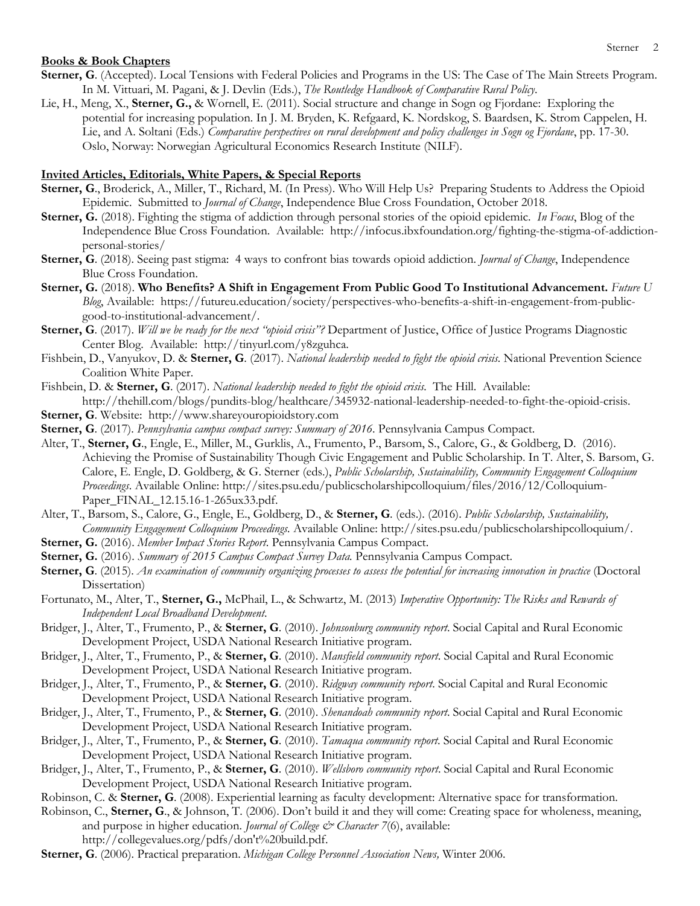**Books & Book Chapters**

**Sterner, G**. (Accepted). Local Tensions with Federal Policies and Programs in the US: The Case of The Main Streets Program. In M. Vittuari, M. Pagani, & J. Devlin (Eds.), *The Routledge Handbook of Comparative Rural Policy*.

Lie, H., Meng, X., **Sterner, G.,** & Wornell, E. (2011). Social structure and change in Sogn og Fjordane: Exploring the potential for increasing population. In J. M. Bryden, K. Refgaard, K. Nordskog, S. Baardsen, K. Strom Cappelen, H. Lie, and A. Soltani (Eds.) *Comparative perspectives on rural development and policy challenges in Sogn og Fjordane*, pp. 17-30. Oslo, Norway: Norwegian Agricultural Economics Research Institute (NILF).

**Invited Articles, Editorials, White Papers, & Special Reports**

**Sterner, G**., Broderick, A., Miller, T., Richard, M. (In Press). Who Will Help Us? Preparing Students to Address the Opioid Epidemic. Submitted to *Journal of Change*, Independence Blue Cross Foundation, October 2018.

**Sterner, G.** (2018). Fighting the stigma of addiction through personal stories of the opioid epidemic. *In Focus*, Blog of the Independence Blue Cross Foundation. Available: http://infocus.ibxfoundation.org/fighting-the-stigma-of-addiction-personal-stories/

**Sterner, G**. (2018). Seeing past stigma: 4 ways to confront bias towards opioid addiction. *Journal of Change*, Independence Blue Cross Foundation.

**Sterner, G.** (2018). **Who Benefits? A Shift in Engagement From Public Good To Institutional Advancement.** *Future U Blog*, Available: https://futureu.education/society/perspectives-who-benefits-a-shift-in-engagement-from-public-good-to-institutional-advancement/.

**Sterner, G**. (2017). *Will we be ready for the next "opioid crisis"?* Department of Justice, Office of Justice Programs Diagnostic Center Blog. Available: http://tinyurl.com/y8zguhca.

Fishbein, D., Vanyukov, D. & **Sterner, G**. (2017). *National leadership needed to fight the opioid crisis*. National Prevention Science Coalition White Paper.

Fishbein, D. & **Sterner, G**. (2017). *National leadership needed to fight the opioid crisis*. The Hill. Available: http://thehill.com/blogs/pundits-blog/healthcare/345932-national-leadership-needed-to-fight-the-opioid-crisis.

**Sterner, G**. Website: http://www.shareyouropioidstory.com

**Sterner, G**. (2017). *Pennsylvania campus compact survey: Summary of 2016*. Pennsylvania Campus Compact.

Alter, T., **Sterner, G**., Engle, E., Miller, M., Gurklis, A., Frumento, P., Barsom, S., Calore, G., & Goldberg, D. (2016). Achieving the Promise of Sustainability Though Civic Engagement and Public Scholarship. In T. Alter, S. Barsom, G. Calore, E. Engle, D. Goldberg, & G. Sterner (eds.), *Public Scholarship, Sustainability, Community Engagement Colloquium Proceedings*. Available Online: http://sites.psu.edu/publicscholarshipcolloquium/files/2016/12/Colloquium-Paper_FINAL_12.15.16-1-265ux33.pdf.

Alter, T., Barsom, S., Calore, G., Engle, E., Goldberg, D., & **Sterner, G**. (eds.). (2016). *Public Scholarship, Sustainability, Community Engagement Colloquium Proceedings*. Available Online: http://sites.psu.edu/publicscholarshipcolloquium/.

**Sterner, G.** (2016). *Member Impact Stories Report*. Pennsylvania Campus Compact.

**Sterner, G.** (2016). *Summary of 2015 Campus Compact Survey Data.* Pennsylvania Campus Compact.

**Sterner, G**. (2015). *An examination of community organizing processes to assess the potential for increasing innovation in practice* (Doctoral Dissertation)

Fortunato, M., Alter, T., **Sterner, G.,** McPhail, L., & Schwartz, M. (2013) *Imperative Opportunity: The Risks and Rewards of Independent Local Broadband Development*.

Bridger, J., Alter, T., Frumento, P., & **Sterner, G**. (2010). *Johnsonburg community report*. Social Capital and Rural Economic Development Project, USDA National Research Initiative program.

Bridger, J., Alter, T., Frumento, P., & **Sterner, G**. (2010). *Mansfield community report*. Social Capital and Rural Economic Development Project, USDA National Research Initiative program.

Bridger, J., Alter, T., Frumento, P., & **Sterner, G**. (2010). *Ridgway community report*. Social Capital and Rural Economic Development Project, USDA National Research Initiative program.

Bridger, J., Alter, T., Frumento, P., & **Sterner, G**. (2010). *Shenandoah community report*. Social Capital and Rural Economic Development Project, USDA National Research Initiative program.

Bridger, J., Alter, T., Frumento, P., & **Sterner, G**. (2010). *Tamaqua community report*. Social Capital and Rural Economic Development Project, USDA National Research Initiative program.

Bridger, J., Alter, T., Frumento, P., & **Sterner, G**. (2010). *Wellsboro community report*. Social Capital and Rural Economic Development Project, USDA National Research Initiative program.

Robinson, C. & **Sterner, G**. (2008). Experiential learning as faculty development: Alternative space for transformation.

Robinson, C., **Sterner, G**., & Johnson, T. (2006). Don't build it and they will come: Creating space for wholeness, meaning, and purpose in higher education. *Journal of College & Character 7*(6), available: http://collegevalues.org/pdfs/don't%20build.pdf.

**Sterner, G**. (2006). Practical preparation. *Michigan College Personnel Association News,* Winter 2006.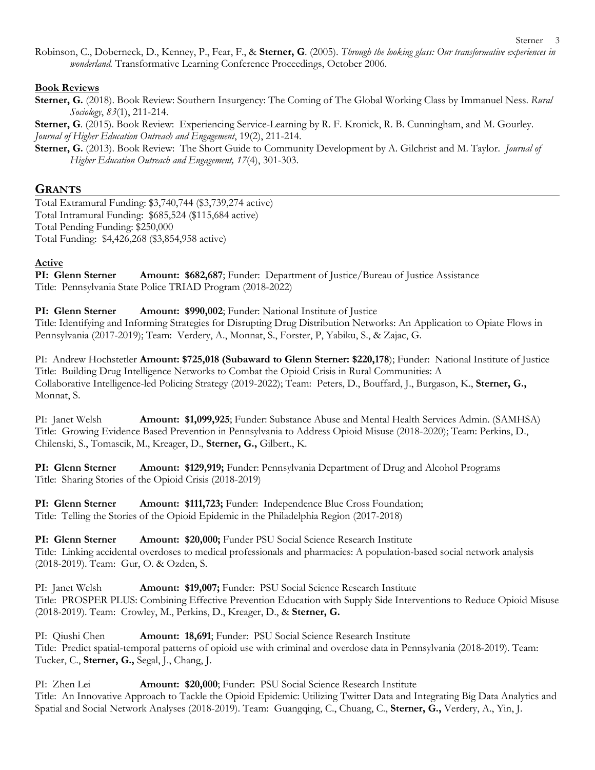Robinson, C., Doberneck, D., Kenney, P., Fear, F., & **Sterner, G**. (2005). *Through the looking glass: Our transformative experiences in wonderland.* Transformative Learning Conference Proceedings, October 2006.

**Book Reviews**

**Sterner, G.** (2018). Book Review: Southern Insurgency: The Coming of The Global Working Class by Immanuel Ness. *Rural Sociology*, *83*(1), 211-214.

**Sterner, G**. (2015). Book Review: Experiencing Service-Learning by R. F. Kronick, R. B. Cunningham, and M. Gourley. *Journal of Higher Education Outreach and Engagement*, 19(2), 211-214.

**Sterner, G.** (2013). Book Review: The Short Guide to Community Development by A. Gilchrist and M. Taylor. *Journal of Higher Education Outreach and Engagement, 17*(4), 301-303.

## GRANTS

Total Extramural Funding: $3,740,744 ($3,739,274 active)
Total Intramural Funding: $685,524 ($115,684 active)
Total Pending Funding: $250,000
Total Funding: $4,426,268 ($3,854,958 active)

**Active**

**PI: Glenn Sterner** **Amount: $682,687**; Funder: Department of Justice/Bureau of Justice Assistance
Title: Pennsylvania State Police TRIAD Program (2018-2022)

**PI: Glenn Sterner** **Amount: $990,002**; Funder: National Institute of Justice
Title: Identifying and Informing Strategies for Disrupting Drug Distribution Networks: An Application to Opiate Flows in Pennsylvania (2017-2019); Team: Verdery, A., Monnat, S., Forster, P, Yabiku, S., & Zajac, G.

PI: Andrew Hochstetler **Amount: $725,018 (Subaward to Glenn Sterner: $220,178**); Funder: National Institute of Justice
Title: Building Drug Intelligence Networks to Combat the Opioid Crisis in Rural Communities: A Collaborative Intelligence-led Policing Strategy (2019-2022); Team: Peters, D., Bouffard, J., Burgason, K., **Sterner, G.,** Monnat, S.

PI: Janet Welsh **Amount: $1,099,925**; Funder: Substance Abuse and Mental Health Services Admin. (SAMHSA)
Title: Growing Evidence Based Prevention in Pennsylvania to Address Opioid Misuse (2018-2020); Team: Perkins, D., Chilenski, S., Tomascik, M., Kreager, D., **Sterner, G.,** Gilbert., K.

**PI: Glenn Sterner** **Amount: $129,919;** Funder: Pennsylvania Department of Drug and Alcohol Programs
Title: Sharing Stories of the Opioid Crisis (2018-2019)

**PI: Glenn Sterner** **Amount: $111,723;** Funder: Independence Blue Cross Foundation;
Title: Telling the Stories of the Opioid Epidemic in the Philadelphia Region (2017-2018)

**PI: Glenn Sterner** **Amount: $20,000;** Funder PSU Social Science Research Institute
Title: Linking accidental overdoses to medical professionals and pharmacies: A population-based social network analysis (2018-2019). Team: Gur, O. & Ozden, S.

PI: Janet Welsh **Amount: $19,007;** Funder: PSU Social Science Research Institute
Title: PROSPER PLUS: Combining Effective Prevention Education with Supply Side Interventions to Reduce Opioid Misuse (2018-2019). Team: Crowley, M., Perkins, D., Kreager, D., & **Sterner, G.**

PI: Qiushi Chen **Amount: 18,691**; Funder: PSU Social Science Research Institute
Title: Predict spatial-temporal patterns of opioid use with criminal and overdose data in Pennsylvania (2018-2019). Team: Tucker, C., **Sterner, G.,** Segal, J., Chang, J.

PI: Zhen Lei **Amount: $20,000**; Funder: PSU Social Science Research Institute
Title: An Innovative Approach to Tackle the Opioid Epidemic: Utilizing Twitter Data and Integrating Big Data Analytics and Spatial and Social Network Analyses (2018-2019). Team: Guangqing, C., Chuang, C., **Sterner, G.,** Verdery, A., Yin, J.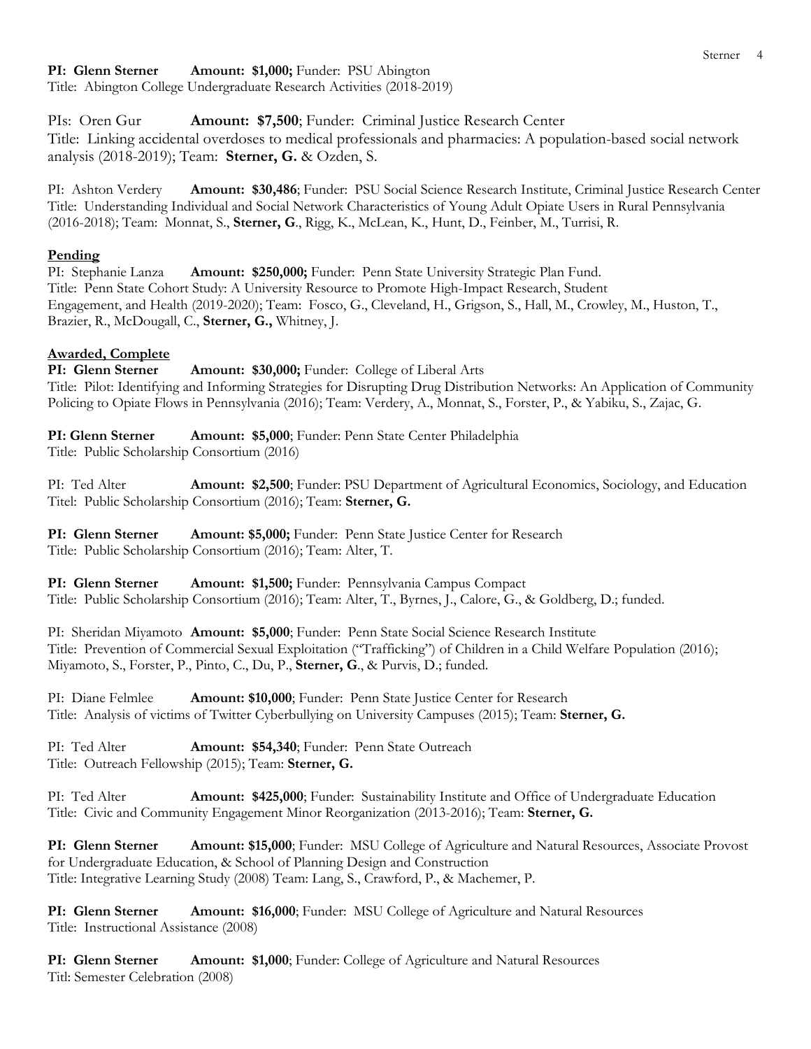**PI: Glenn Sterner** **Amount: $1,000;** Funder: PSU Abington
Title: Abington College Undergraduate Research Activities (2018-2019)

PIs: Oren Gur **Amount: $7,500**; Funder: Criminal Justice Research Center
Title: Linking accidental overdoses to medical professionals and pharmacies: A population-based social network analysis (2018-2019); Team: **Sterner, G.** & Ozden, S.

PI: Ashton Verdery **Amount: $30,486**; Funder: PSU Social Science Research Institute, Criminal Justice Research Center
Title: Understanding Individual and Social Network Characteristics of Young Adult Opiate Users in Rural Pennsylvania (2016-2018); Team: Monnat, S., **Sterner, G**., Rigg, K., McLean, K., Hunt, D., Feinber, M., Turrisi, R.

**Pending**

PI: Stephanie Lanza **Amount: $250,000;** Funder: Penn State University Strategic Plan Fund.
Title: Penn State Cohort Study: A University Resource to Promote High-Impact Research, Student Engagement, and Health (2019-2020); Team: Fosco, G., Cleveland, H., Grigson, S., Hall, M., Crowley, M., Huston, T., Brazier, R., McDougall, C., **Sterner, G.,** Whitney, J.

**Awarded, Complete**

**PI: Glenn Sterner** **Amount: $30,000;** Funder: College of Liberal Arts
Title: Pilot: Identifying and Informing Strategies for Disrupting Drug Distribution Networks: An Application of Community Policing to Opiate Flows in Pennsylvania (2016); Team: Verdery, A., Monnat, S., Forster, P., & Yabiku, S., Zajac, G.

**PI: Glenn Sterner** **Amount: $5,000**; Funder: Penn State Center Philadelphia
Title: Public Scholarship Consortium (2016)

PI: Ted Alter **Amount: $2,500**; Funder: PSU Department of Agricultural Economics, Sociology, and Education
Titel: Public Scholarship Consortium (2016); Team: **Sterner, G.**

**PI: Glenn Sterner** **Amount: $5,000;** Funder: Penn State Justice Center for Research
Title: Public Scholarship Consortium (2016); Team: Alter, T.

**PI: Glenn Sterner** **Amount: $1,500;** Funder: Pennsylvania Campus Compact
Title: Public Scholarship Consortium (2016); Team: Alter, T., Byrnes, J., Calore, G., & Goldberg, D.; funded.

PI: Sheridan Miyamoto **Amount: $5,000**; Funder: Penn State Social Science Research Institute
Title: Prevention of Commercial Sexual Exploitation ("Trafficking") of Children in a Child Welfare Population (2016); Miyamoto, S., Forster, P., Pinto, C., Du, P., **Sterner, G**., & Purvis, D.; funded.

PI: Diane Felmlee **Amount: $10,000**; Funder: Penn State Justice Center for Research
Title: Analysis of victims of Twitter Cyberbullying on University Campuses (2015); Team: **Sterner, G.**

PI: Ted Alter **Amount: $54,340**; Funder: Penn State Outreach
Title: Outreach Fellowship (2015); Team: **Sterner, G.**

PI: Ted Alter **Amount: $425,000**; Funder: Sustainability Institute and Office of Undergraduate Education
Title: Civic and Community Engagement Minor Reorganization (2013-2016); Team: **Sterner, G.**

**PI: Glenn Sterner** **Amount: $15,000**; Funder: MSU College of Agriculture and Natural Resources, Associate Provost for Undergraduate Education, & School of Planning Design and Construction
Title: Integrative Learning Study (2008) Team: Lang, S., Crawford, P., & Machemer, P.

**PI: Glenn Sterner** **Amount: $16,000**; Funder: MSU College of Agriculture and Natural Resources
Title: Instructional Assistance (2008)

**PI: Glenn Sterner** **Amount: $1,000**; Funder: College of Agriculture and Natural Resources
Titl: Semester Celebration (2008)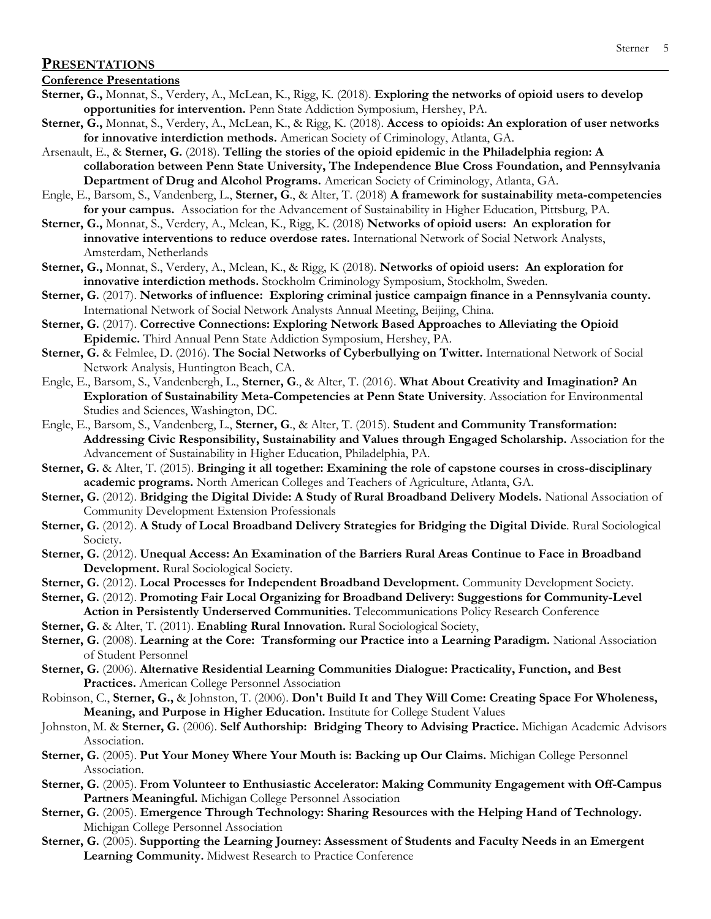## PRESENTATIONS

### Conference Presentations

**Sterner, G.,** Monnat, S., Verdery, A., McLean, K., Rigg, K. (2018). **Exploring the networks of opioid users to develop opportunities for intervention.** Penn State Addiction Symposium, Hershey, PA.

**Sterner, G.,** Monnat, S., Verdery, A., McLean, K., & Rigg, K. (2018). **Access to opioids: An exploration of user networks for innovative interdiction methods.** American Society of Criminology, Atlanta, GA.

Arsenault, E., & **Sterner, G.** (2018). **Telling the stories of the opioid epidemic in the Philadelphia region: A collaboration between Penn State University, The Independence Blue Cross Foundation, and Pennsylvania Department of Drug and Alcohol Programs.** American Society of Criminology, Atlanta, GA.

Engle, E., Barsom, S., Vandenberg, L., **Sterner, G**., & Alter, T. (2018) **A framework for sustainability meta-competencies for your campus.** Association for the Advancement of Sustainability in Higher Education, Pittsburg, PA.

**Sterner, G.,** Monnat, S., Verdery, A., Mclean, K., Rigg, K. (2018) **Networks of opioid users: An exploration for innovative interventions to reduce overdose rates.** International Network of Social Network Analysts, Amsterdam, Netherlands

**Sterner, G.,** Monnat, S., Verdery, A., Mclean, K., & Rigg, K (2018). **Networks of opioid users: An exploration for innovative interdiction methods.** Stockholm Criminology Symposium, Stockholm, Sweden.

**Sterner, G.** (2017). **Networks of influence: Exploring criminal justice campaign finance in a Pennsylvania county.** International Network of Social Network Analysts Annual Meeting, Beijing, China.

**Sterner, G.** (2017). **Corrective Connections: Exploring Network Based Approaches to Alleviating the Opioid Epidemic.** Third Annual Penn State Addiction Symposium, Hershey, PA.

**Sterner, G.** & Felmlee, D. (2016). **The Social Networks of Cyberbullying on Twitter.** International Network of Social Network Analysis, Huntington Beach, CA.

Engle, E., Barsom, S., Vandenbergh, L., **Sterner, G**., & Alter, T. (2016). **What About Creativity and Imagination? An Exploration of Sustainability Meta-Competencies at Penn State University**. Association for Environmental Studies and Sciences, Washington, DC.

Engle, E., Barsom, S., Vandenberg, L., **Sterner, G**., & Alter, T. (2015). **Student and Community Transformation: Addressing Civic Responsibility, Sustainability and Values through Engaged Scholarship.** Association for the Advancement of Sustainability in Higher Education, Philadelphia, PA.

**Sterner, G.** & Alter, T. (2015). **Bringing it all together: Examining the role of capstone courses in cross-disciplinary academic programs.** North American Colleges and Teachers of Agriculture, Atlanta, GA.

**Sterner, G.** (2012). **Bridging the Digital Divide: A Study of Rural Broadband Delivery Models.** National Association of Community Development Extension Professionals

**Sterner, G.** (2012). **A Study of Local Broadband Delivery Strategies for Bridging the Digital Divide**. Rural Sociological Society.

**Sterner, G.** (2012). **Unequal Access: An Examination of the Barriers Rural Areas Continue to Face in Broadband Development.** Rural Sociological Society.

**Sterner, G.** (2012). **Local Processes for Independent Broadband Development.** Community Development Society.

**Sterner, G.** (2012). **Promoting Fair Local Organizing for Broadband Delivery: Suggestions for Community-Level Action in Persistently Underserved Communities.** Telecommunications Policy Research Conference

**Sterner, G.** & Alter, T. (2011). **Enabling Rural Innovation.** Rural Sociological Society,

**Sterner, G.** (2008). **Learning at the Core: Transforming our Practice into a Learning Paradigm.** National Association of Student Personnel

**Sterner, G.** (2006). **Alternative Residential Learning Communities Dialogue: Practicality, Function, and Best Practices.** American College Personnel Association

Robinson, C., **Sterner, G.,** & Johnston, T. (2006). **Don't Build It and They Will Come: Creating Space For Wholeness, Meaning, and Purpose in Higher Education.** Institute for College Student Values

Johnston, M. & **Sterner, G.** (2006). **Self Authorship: Bridging Theory to Advising Practice.** Michigan Academic Advisors Association.

**Sterner, G.** (2005). **Put Your Money Where Your Mouth is: Backing up Our Claims.** Michigan College Personnel Association.

**Sterner, G.** (2005). **From Volunteer to Enthusiastic Accelerator: Making Community Engagement with Off-Campus Partners Meaningful.** Michigan College Personnel Association

**Sterner, G.** (2005). **Emergence Through Technology: Sharing Resources with the Helping Hand of Technology.** Michigan College Personnel Association

**Sterner, G.** (2005). **Supporting the Learning Journey: Assessment of Students and Faculty Needs in an Emergent Learning Community.** Midwest Research to Practice Conference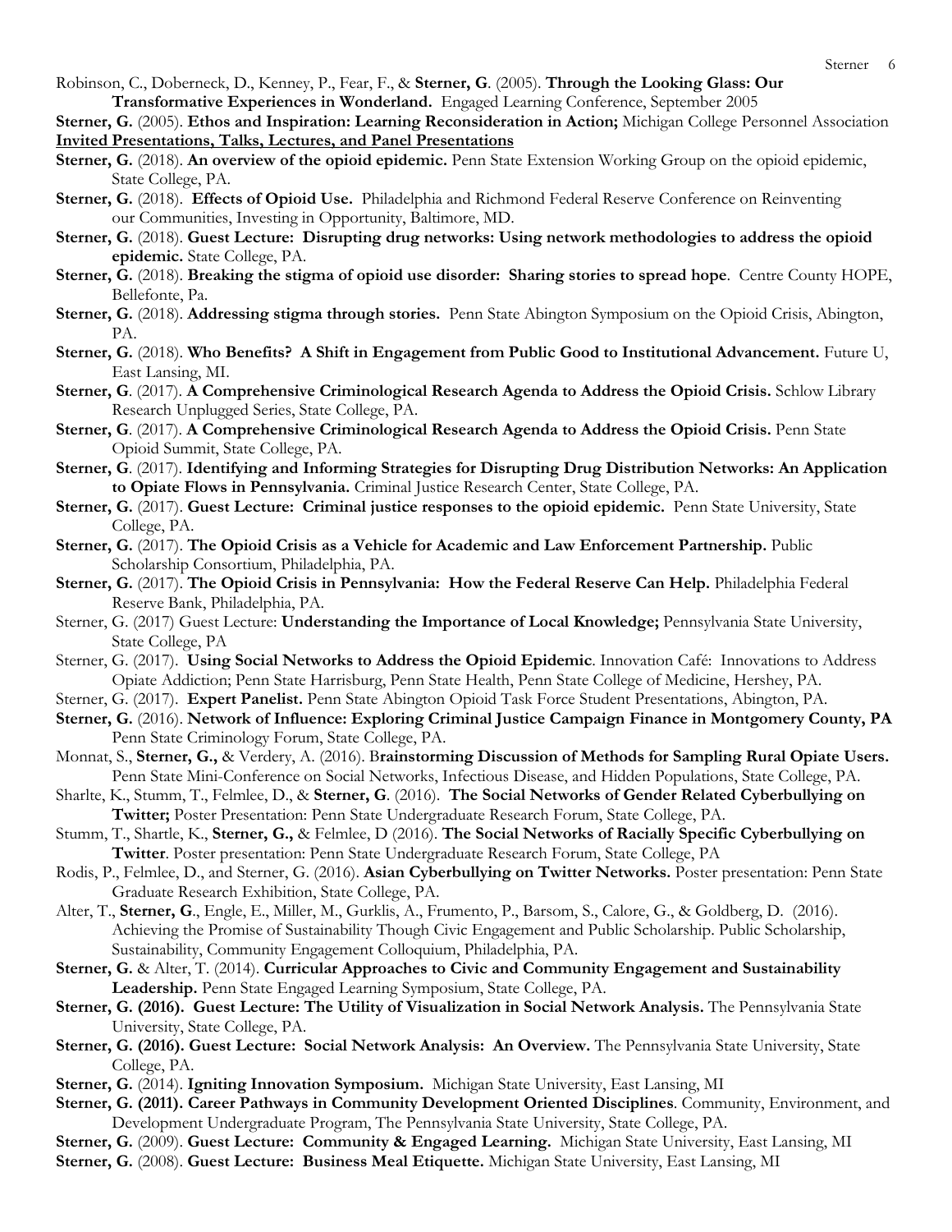Robinson, C., Doberneck, D., Kenney, P., Fear, F., & **Sterner, G**. (2005). **Through the Looking Glass: Our Transformative Experiences in Wonderland.** Engaged Learning Conference, September 2005

**Sterner, G.** (2005). **Ethos and Inspiration: Learning Reconsideration in Action;** Michigan College Personnel Association

**Invited Presentations, Talks, Lectures, and Panel Presentations**

**Sterner, G.** (2018). **An overview of the opioid epidemic.** Penn State Extension Working Group on the opioid epidemic, State College, PA.

**Sterner, G.** (2018). **Effects of Opioid Use.** Philadelphia and Richmond Federal Reserve Conference on Reinventing our Communities, Investing in Opportunity, Baltimore, MD.

**Sterner, G.** (2018). **Guest Lecture: Disrupting drug networks: Using network methodologies to address the opioid epidemic.** State College, PA.

**Sterner, G.** (2018). **Breaking the stigma of opioid use disorder: Sharing stories to spread hope**. Centre County HOPE, Bellefonte, Pa.

**Sterner, G.** (2018). **Addressing stigma through stories.** Penn State Abington Symposium on the Opioid Crisis, Abington, PA.

**Sterner, G.** (2018). **Who Benefits? A Shift in Engagement from Public Good to Institutional Advancement.** Future U, East Lansing, MI.

**Sterner, G**. (2017). **A Comprehensive Criminological Research Agenda to Address the Opioid Crisis.** Schlow Library Research Unplugged Series, State College, PA.

**Sterner, G**. (2017). **A Comprehensive Criminological Research Agenda to Address the Opioid Crisis.** Penn State Opioid Summit, State College, PA.

**Sterner, G**. (2017). **Identifying and Informing Strategies for Disrupting Drug Distribution Networks: An Application to Opiate Flows in Pennsylvania.** Criminal Justice Research Center, State College, PA.

**Sterner, G.** (2017). **Guest Lecture: Criminal justice responses to the opioid epidemic.** Penn State University, State College, PA.

**Sterner, G.** (2017). **The Opioid Crisis as a Vehicle for Academic and Law Enforcement Partnership.** Public Scholarship Consortium, Philadelphia, PA.

**Sterner, G.** (2017). **The Opioid Crisis in Pennsylvania: How the Federal Reserve Can Help.** Philadelphia Federal Reserve Bank, Philadelphia, PA.

Sterner, G. (2017) Guest Lecture: **Understanding the Importance of Local Knowledge;** Pennsylvania State University, State College, PA

Sterner, G. (2017). **Using Social Networks to Address the Opioid Epidemic**. Innovation Café: Innovations to Address Opiate Addiction; Penn State Harrisburg, Penn State Health, Penn State College of Medicine, Hershey, PA.

Sterner, G. (2017). **Expert Panelist.** Penn State Abington Opioid Task Force Student Presentations, Abington, PA.

**Sterner, G.** (2016). **Network of Influence: Exploring Criminal Justice Campaign Finance in Montgomery County, PA** Penn State Criminology Forum, State College, PA.

Monnat, S., **Sterner, G.,** & Verdery, A. (2016). B**rainstorming Discussion of Methods for Sampling Rural Opiate Users.** Penn State Mini-Conference on Social Networks, Infectious Disease, and Hidden Populations, State College, PA.

Sharlte, K., Stumm, T., Felmlee, D., & **Sterner, G**. (2016). **The Social Networks of Gender Related Cyberbullying on Twitter;** Poster Presentation: Penn State Undergraduate Research Forum, State College, PA.

Stumm, T., Shartle, K., **Sterner, G.,** & Felmlee, D (2016). **The Social Networks of Racially Specific Cyberbullying on Twitter**. Poster presentation: Penn State Undergraduate Research Forum, State College, PA

Rodis, P., Felmlee, D., and Sterner, G. (2016). **Asian Cyberbullying on Twitter Networks.** Poster presentation: Penn State Graduate Research Exhibition, State College, PA.

Alter, T., **Sterner, G**., Engle, E., Miller, M., Gurklis, A., Frumento, P., Barsom, S., Calore, G., & Goldberg, D. (2016). Achieving the Promise of Sustainability Though Civic Engagement and Public Scholarship. Public Scholarship, Sustainability, Community Engagement Colloquium, Philadelphia, PA.

**Sterner, G.** & Alter, T. (2014). **Curricular Approaches to Civic and Community Engagement and Sustainability Leadership.** Penn State Engaged Learning Symposium, State College, PA.

**Sterner, G. (2016). Guest Lecture: The Utility of Visualization in Social Network Analysis.** The Pennsylvania State University, State College, PA.

**Sterner, G. (2016). Guest Lecture: Social Network Analysis: An Overview.** The Pennsylvania State University, State College, PA.

**Sterner, G.** (2014). **Igniting Innovation Symposium.** Michigan State University, East Lansing, MI

**Sterner, G. (2011). Career Pathways in Community Development Oriented Disciplines**. Community, Environment, and Development Undergraduate Program, The Pennsylvania State University, State College, PA.

**Sterner, G.** (2009). **Guest Lecture: Community & Engaged Learning.** Michigan State University, East Lansing, MI

**Sterner, G.** (2008). **Guest Lecture: Business Meal Etiquette.** Michigan State University, East Lansing, MI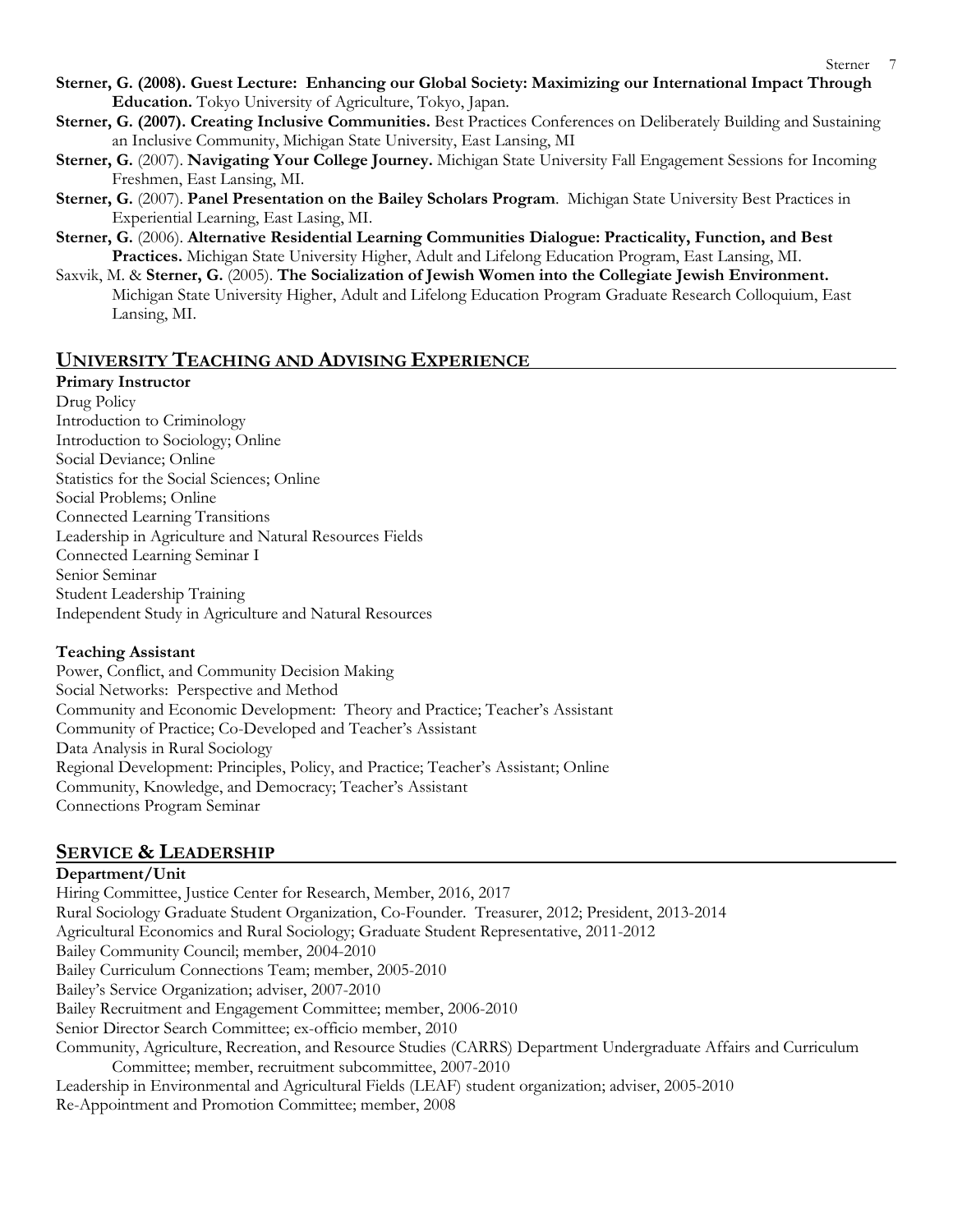**Sterner, G. (2008). Guest Lecture: Enhancing our Global Society: Maximizing our International Impact Through Education.** Tokyo University of Agriculture, Tokyo, Japan.

**Sterner, G. (2007). Creating Inclusive Communities.** Best Practices Conferences on Deliberately Building and Sustaining an Inclusive Community, Michigan State University, East Lansing, MI

**Sterner, G.** (2007). **Navigating Your College Journey.** Michigan State University Fall Engagement Sessions for Incoming Freshmen, East Lansing, MI.

**Sterner, G.** (2007). **Panel Presentation on the Bailey Scholars Program**. Michigan State University Best Practices in Experiential Learning, East Lasing, MI.

**Sterner, G.** (2006). **Alternative Residential Learning Communities Dialogue: Practicality, Function, and Best Practices.** Michigan State University Higher, Adult and Lifelong Education Program, East Lansing, MI.

Saxvik, M. & **Sterner, G.** (2005). **The Socialization of Jewish Women into the Collegiate Jewish Environment.** Michigan State University Higher, Adult and Lifelong Education Program Graduate Research Colloquium, East Lansing, MI.

## UNIVERSITY TEACHING AND ADVISING EXPERIENCE

**Primary Instructor**

Drug Policy
Introduction to Criminology
Introduction to Sociology; Online
Social Deviance; Online
Statistics for the Social Sciences; Online
Social Problems; Online
Connected Learning Transitions
Leadership in Agriculture and Natural Resources Fields
Connected Learning Seminar I
Senior Seminar
Student Leadership Training
Independent Study in Agriculture and Natural Resources

**Teaching Assistant**

Power, Conflict, and Community Decision Making
Social Networks: Perspective and Method
Community and Economic Development: Theory and Practice; Teacher's Assistant
Community of Practice; Co-Developed and Teacher's Assistant
Data Analysis in Rural Sociology
Regional Development: Principles, Policy, and Practice; Teacher's Assistant; Online
Community, Knowledge, and Democracy; Teacher's Assistant
Connections Program Seminar

## SERVICE & LEADERSHIP

**Department/Unit**

Hiring Committee, Justice Center for Research, Member, 2016, 2017
Rural Sociology Graduate Student Organization, Co-Founder. Treasurer, 2012; President, 2013-2014
Agricultural Economics and Rural Sociology; Graduate Student Representative, 2011-2012
Bailey Community Council; member, 2004-2010
Bailey Curriculum Connections Team; member, 2005-2010
Bailey's Service Organization; adviser, 2007-2010
Bailey Recruitment and Engagement Committee; member, 2006-2010
Senior Director Search Committee; ex-officio member, 2010
Community, Agriculture, Recreation, and Resource Studies (CARRS) Department Undergraduate Affairs and Curriculum Committee; member, recruitment subcommittee, 2007-2010
Leadership in Environmental and Agricultural Fields (LEAF) student organization; adviser, 2005-2010
Re-Appointment and Promotion Committee; member, 2008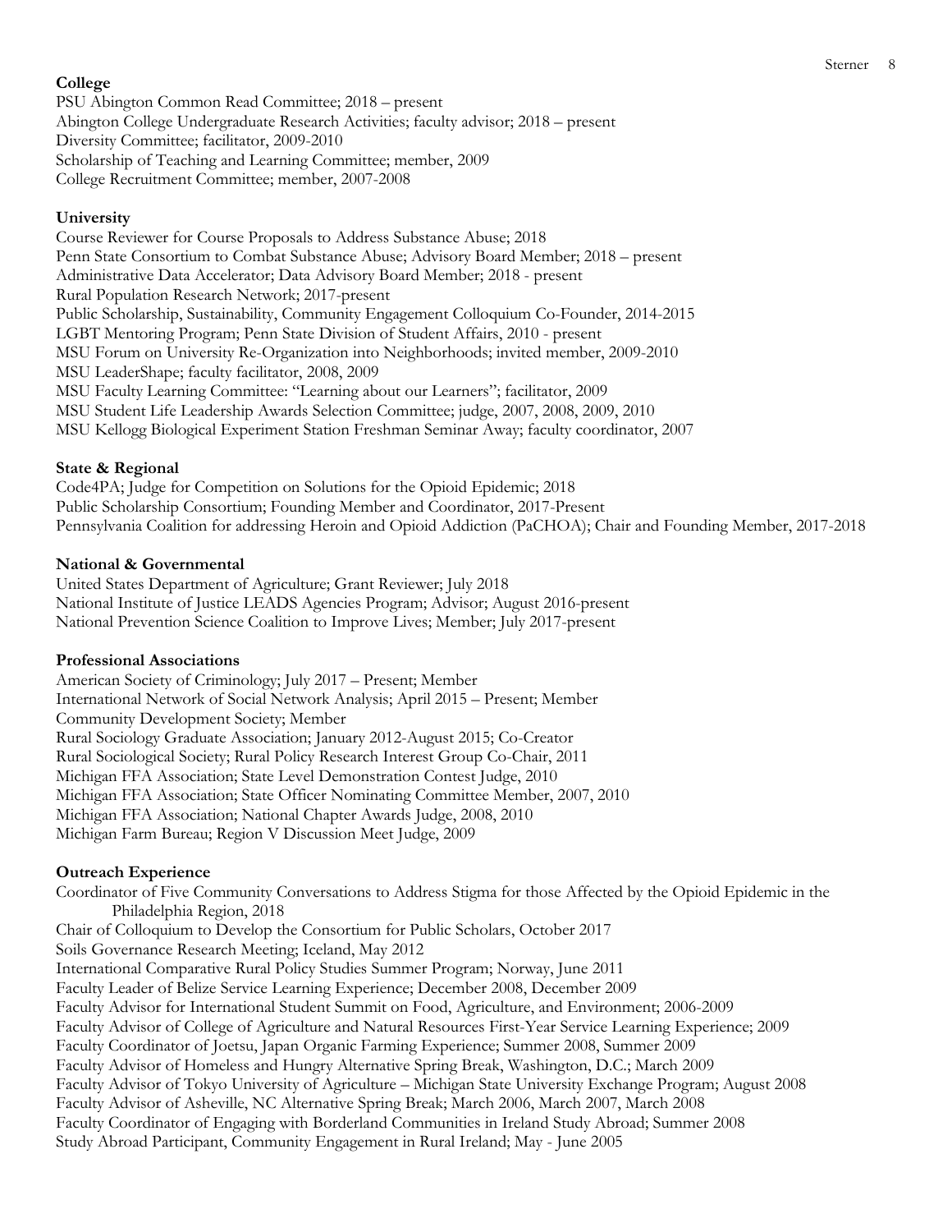**College**

PSU Abington Common Read Committee; 2018 – present
Abington College Undergraduate Research Activities; faculty advisor; 2018 – present
Diversity Committee; facilitator, 2009-2010
Scholarship of Teaching and Learning Committee; member, 2009
College Recruitment Committee; member, 2007-2008

**University**

Course Reviewer for Course Proposals to Address Substance Abuse; 2018
Penn State Consortium to Combat Substance Abuse; Advisory Board Member; 2018 – present
Administrative Data Accelerator; Data Advisory Board Member; 2018 - present
Rural Population Research Network; 2017-present
Public Scholarship, Sustainability, Community Engagement Colloquium Co-Founder, 2014-2015
LGBT Mentoring Program; Penn State Division of Student Affairs, 2010 - present
MSU Forum on University Re-Organization into Neighborhoods; invited member, 2009-2010
MSU LeaderShape; faculty facilitator, 2008, 2009
MSU Faculty Learning Committee: "Learning about our Learners"; facilitator, 2009
MSU Student Life Leadership Awards Selection Committee; judge, 2007, 2008, 2009, 2010
MSU Kellogg Biological Experiment Station Freshman Seminar Away; faculty coordinator, 2007

**State & Regional**

Code4PA; Judge for Competition on Solutions for the Opioid Epidemic; 2018
Public Scholarship Consortium; Founding Member and Coordinator, 2017-Present
Pennsylvania Coalition for addressing Heroin and Opioid Addiction (PaCHOA); Chair and Founding Member, 2017-2018

**National & Governmental**

United States Department of Agriculture; Grant Reviewer; July 2018
National Institute of Justice LEADS Agencies Program; Advisor; August 2016-present
National Prevention Science Coalition to Improve Lives; Member; July 2017-present

**Professional Associations**

American Society of Criminology; July 2017 – Present; Member
International Network of Social Network Analysis; April 2015 – Present; Member
Community Development Society; Member
Rural Sociology Graduate Association; January 2012-August 2015; Co-Creator
Rural Sociological Society; Rural Policy Research Interest Group Co-Chair, 2011
Michigan FFA Association; State Level Demonstration Contest Judge, 2010
Michigan FFA Association; State Officer Nominating Committee Member, 2007, 2010
Michigan FFA Association; National Chapter Awards Judge, 2008, 2010
Michigan Farm Bureau; Region V Discussion Meet Judge, 2009

**Outreach Experience**

Coordinator of Five Community Conversations to Address Stigma for those Affected by the Opioid Epidemic in the Philadelphia Region, 2018
Chair of Colloquium to Develop the Consortium for Public Scholars, October 2017
Soils Governance Research Meeting; Iceland, May 2012
International Comparative Rural Policy Studies Summer Program; Norway, June 2011
Faculty Leader of Belize Service Learning Experience; December 2008, December 2009
Faculty Advisor for International Student Summit on Food, Agriculture, and Environment; 2006-2009
Faculty Advisor of College of Agriculture and Natural Resources First-Year Service Learning Experience; 2009
Faculty Coordinator of Joetsu, Japan Organic Farming Experience; Summer 2008, Summer 2009
Faculty Advisor of Homeless and Hungry Alternative Spring Break, Washington, D.C.; March 2009
Faculty Advisor of Tokyo University of Agriculture – Michigan State University Exchange Program; August 2008
Faculty Advisor of Asheville, NC Alternative Spring Break; March 2006, March 2007, March 2008
Faculty Coordinator of Engaging with Borderland Communities in Ireland Study Abroad; Summer 2008
Study Abroad Participant, Community Engagement in Rural Ireland; May - June 2005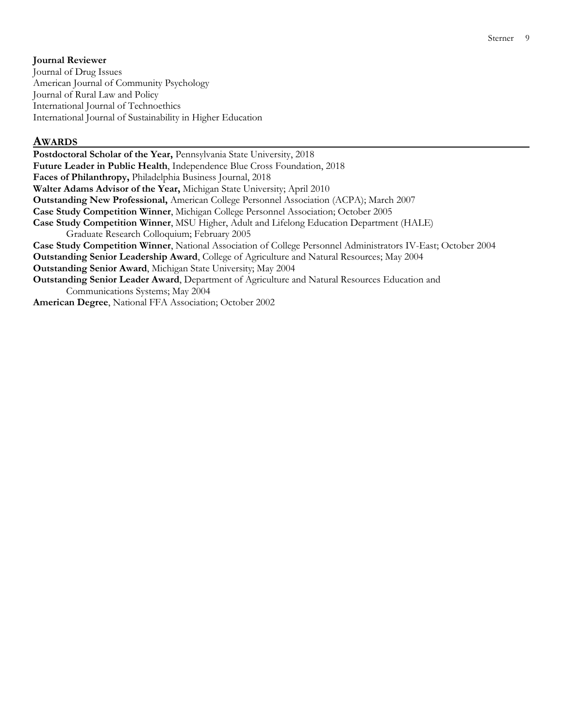**Journal Reviewer**

Journal of Drug Issues
American Journal of Community Psychology
Journal of Rural Law and Policy
International Journal of Technoethics
International Journal of Sustainability in Higher Education

## AWARDS

**Postdoctoral Scholar of the Year,** Pennsylvania State University, 2018
**Future Leader in Public Health**, Independence Blue Cross Foundation, 2018
**Faces of Philanthropy,** Philadelphia Business Journal, 2018
**Walter Adams Advisor of the Year,** Michigan State University; April 2010
**Outstanding New Professional,** American College Personnel Association (ACPA); March 2007
**Case Study Competition Winner**, Michigan College Personnel Association; October 2005
**Case Study Competition Winner**, MSU Higher, Adult and Lifelong Education Department (HALE) Graduate Research Colloquium; February 2005
**Case Study Competition Winner**, National Association of College Personnel Administrators IV-East; October 2004
**Outstanding Senior Leadership Award**, College of Agriculture and Natural Resources; May 2004
**Outstanding Senior Award**, Michigan State University; May 2004
**Outstanding Senior Leader Award**, Department of Agriculture and Natural Resources Education and Communications Systems; May 2004
**American Degree**, National FFA Association; October 2002